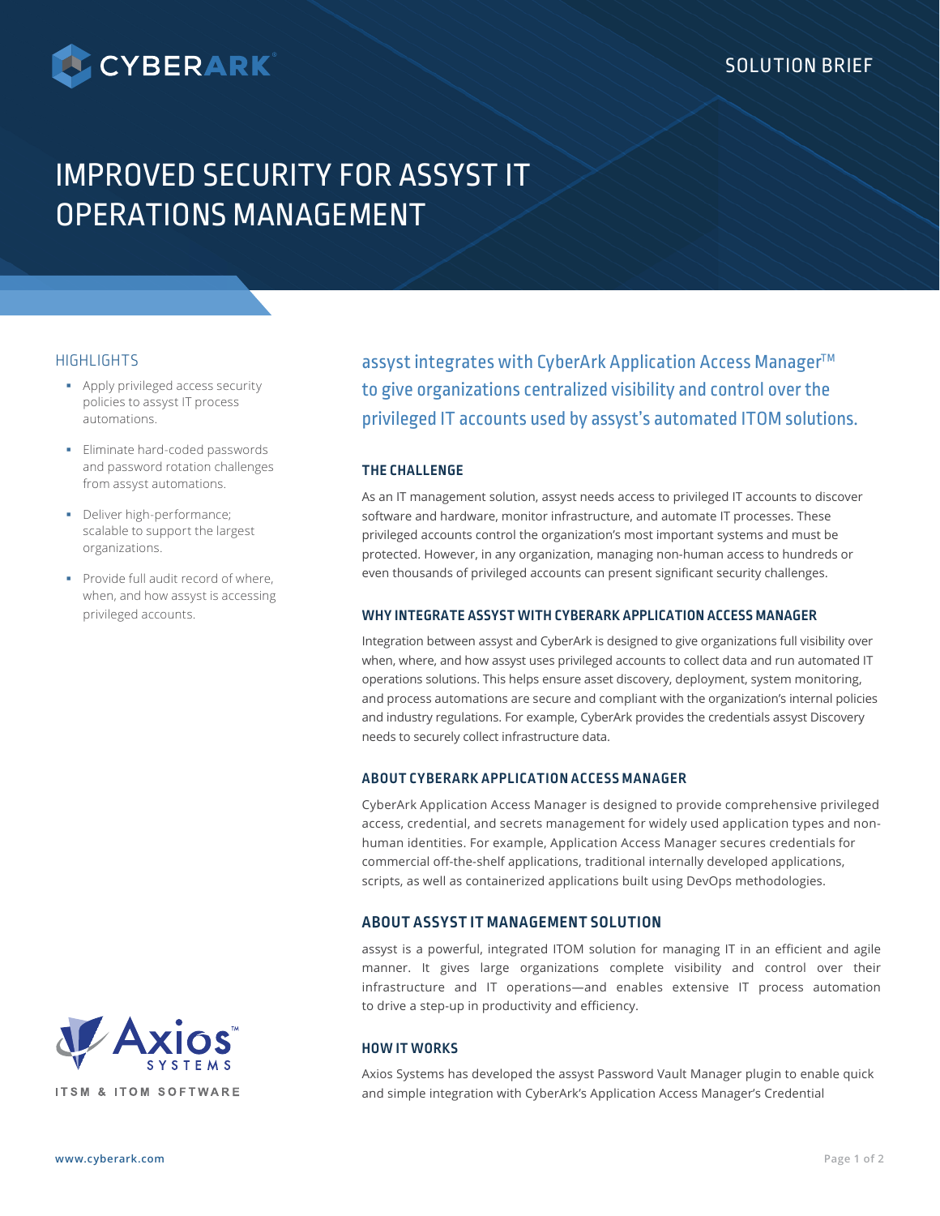SOLUTION BRIEF

# IMPROVED SECURITY FOR ASSYST IT OPERATIONS MANAGEMENT

## HIGHLIGHTS

- Apply privileged access security policies to assyst IT process automations.
- Eliminate hard-coded passwords and password rotation challenges from assyst automations.
- Deliver high-performance; scalable to support the largest organizations.
- Provide full audit record of where, when, and how assyst is accessing privileged accounts.

**assyst integrates with CyberArk Application Access Manager™ to give organizations centralized visibility and control over the privileged IT accounts used by assyst's automated ITOM solutions.**

### THE CHALLENGE

As an IT management solution, assyst needs access to privileged IT accounts to discover software and hardware, monitor infrastructure, and automate IT processes. These privileged accounts control the organization's most important systems and must be protected. However, in any organization, managing non-human access to hundreds or even thousands of privileged accounts can present significant security challenges.

### WHY INTEGRATE ASSYST WITH CYBERARK APPLICATION ACCESS MANAGER

Integration between assyst and CyberArk is designed to give organizations full visibility over when, where, and how assyst uses privileged accounts to collect data and run automated IT operations solutions. This helps ensure asset discovery, deployment, system monitoring, and process automations are secure and compliant with the organization's internal policies and industry regulations. For example, CyberArk provides the credentials assyst Discovery needs to securely collect infrastructure data.

### ABOUT CYBERARK APPLICATION ACCESS MANAGER

CyberArk Application Access Manager is designed to provide comprehensive privileged access, credential, and secrets management for widely used application types and non-human identities. For example, Application Access Manager secures credentials for commercial off-the-shelf applications, traditional internally developed applications, scripts, as well as containerized applications built using DevOps methodologies.

### ABOUT ASSYST IT MANAGEMENT SOLUTION

assyst is a powerful, integrated ITOM solution for managing IT in an efficient and agile manner. It gives large organizations complete visibility and control over their infrastructure and IT operations—and enables extensive IT process automation to drive a step-up in productivity and efficiency.

### HOW IT WORKS

Axios Systems has developed the assyst Password Vault Manager plugin to enable quick and simple integration with CyberArk's Application Access Manager's Credential

Axios SYSTEMS
ITSM & ITOM SOFTWARE

www.cyberark.com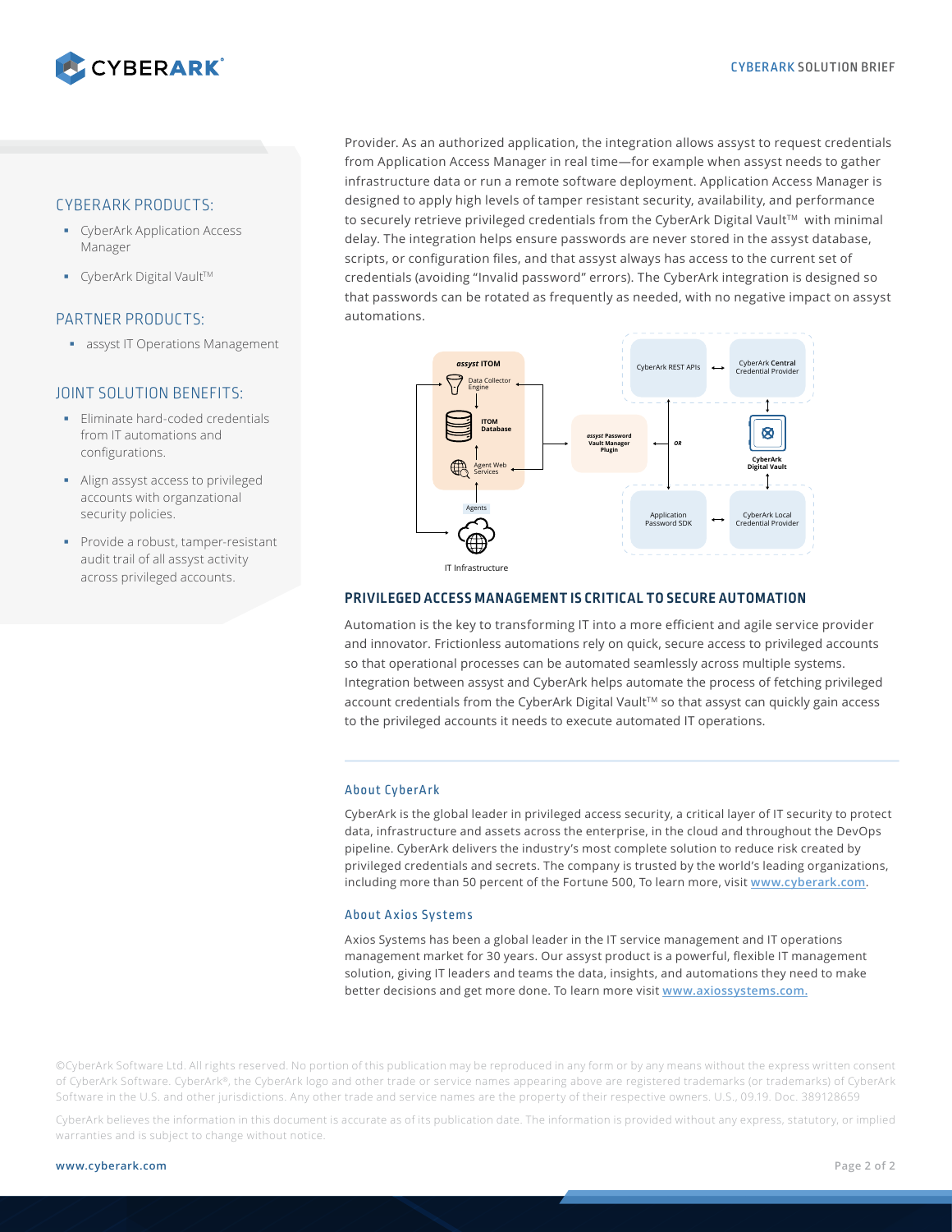## CYBERARK PRODUCTS:

- CyberArk Application Access Manager
- CyberArk Digital Vault™

## PARTNER PRODUCTS:

- assyst IT Operations Management

## JOINT SOLUTION BENEFITS:

- Eliminate hard-coded credentials from IT automations and configurations.
- Align assyst access to privileged accounts with organzational security policies.
- Provide a robust, tamper-resistant audit trail of all assyst activity across privileged accounts.

Provider. As an authorized application, the integration allows assyst to request credentials from Application Access Manager in real time—for example when assyst needs to gather infrastructure data or run a remote software deployment. Application Access Manager is designed to apply high levels of tamper resistant security, availability, and performance to securely retrieve privileged credentials from the CyberArk Digital Vault™ with minimal delay. The integration helps ensure passwords are never stored in the assyst database, scripts, or configuration files, and that assyst always has access to the current set of credentials (avoiding "Invalid password" errors). The CyberArk integration is designed so that passwords can be rotated as frequently as needed, with no negative impact on assyst automations.

assyst ITOM
Data Collector Engine
ITOM Database
Agent Web Services
Agents
IT Infrastructure
assyst Password Vault Manager Plugin
OR
CyberArk REST APIs
CyberArk Central Credential Provider
CyberArk Digital Vault
Application Password SDK
CyberArk Local Credential Provider

## PRIVILEGED ACCESS MANAGEMENT IS CRITICAL TO SECURE AUTOMATION

Automation is the key to transforming IT into a more efficient and agile service provider and innovator. Frictionless automations rely on quick, secure access to privileged accounts so that operational processes can be automated seamlessly across multiple systems. Integration between assyst and CyberArk helps automate the process of fetching privileged account credentials from the CyberArk Digital Vault™ so that assyst can quickly gain access to the privileged accounts it needs to execute automated IT operations.

### About CyberArk

CyberArk is the global leader in privileged access security, a critical layer of IT security to protect data, infrastructure and assets across the enterprise, in the cloud and throughout the DevOps pipeline. CyberArk delivers the industry's most complete solution to reduce risk created by privileged credentials and secrets. The company is trusted by the world's leading organizations, including more than 50 percent of the Fortune 500, To learn more, visit **www.cyberark.com**.

### About Axios Systems

Axios Systems has been a global leader in the IT service management and IT operations management market for 30 years. Our assyst product is a powerful, flexible IT management solution, giving IT leaders and teams the data, insights, and automations they need to make better decisions and get more done. To learn more visit **www.axiossystems.com.**

©CyberArk Software Ltd. All rights reserved. No portion of this publication may be reproduced in any form or by any means without the express written consent of CyberArk Software. CyberArk®, the CyberArk logo and other trade or service names appearing above are registered trademarks (or trademarks) of CyberArk Software in the U.S. and other jurisdictions. Any other trade and service names are the property of their respective owners. U.S., 09.19. Doc. 389128659

CyberArk believes the information in this document is accurate as of its publication date. The information is provided without any express, statutory, or implied warranties and is subject to change without notice.